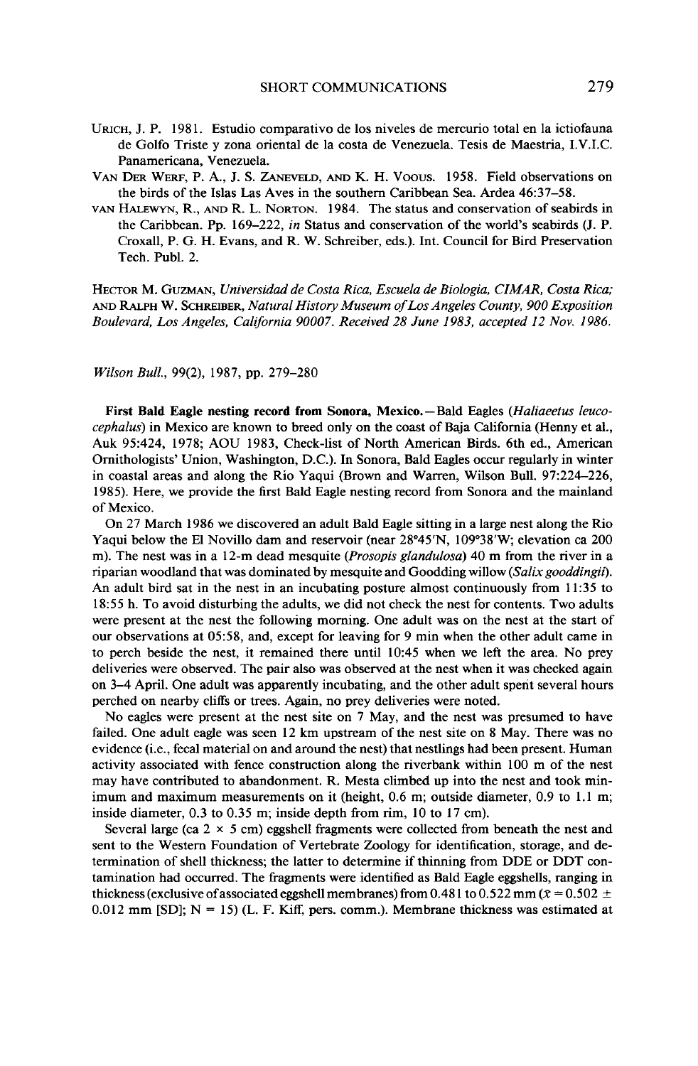URICH, J. P. 1981. Estudio comparativo de los niveles de mercurio total en la ictiofauna de Golfo Triste y zona oriental de la costa de Venezuela. Tesis de Maestria, I.V.I.C. Panamericana, Venezuela.

VAN DER WERF, P. A., J. S. ZANEVELD, AND K. H. VOOUS. 1958. Field observations on the birds of the Islas Las Aves in the southern Caribbean Sea. Ardea 46:37–58.

VAN HALEWYN, R., AND R. L. NORTON. 1984. The status and conservation of seabirds in the Caribbean. Pp. 169–222, *in* Status and conservation of the world's seabirds (J. P. Croxall, P. G. H. Evans, and R. W. Schreiber, eds.). Int. Council for Bird Preservation Tech. Publ. 2.

HECTOR M. GUZMAN, *Universidad de Costa Rica, Escuela de Biologia, CIMAR, Costa Rica;* AND RALPH W. SCHREIBER, *Natural History Museum of Los Angeles County, 900 Exposition Boulevard, Los Angeles, California 90007. Received 28 June 1983, accepted 12 Nov. 1986.*

*Wilson Bull.*, 99(2), 1987, pp. 279–280

**First Bald Eagle nesting record from Sonora, Mexico.**—Bald Eagles (*Haliaeetus leucocephalus*) in Mexico are known to breed only on the coast of Baja California (Henny et al., Auk 95:424, 1978; AOU 1983, Check-list of North American Birds. 6th ed., American Ornithologists' Union, Washington, D.C.). In Sonora, Bald Eagles occur regularly in winter in coastal areas and along the Rio Yaqui (Brown and Warren, Wilson Bull. 97:224–226, 1985). Here, we provide the first Bald Eagle nesting record from Sonora and the mainland of Mexico.

On 27 March 1986 we discovered an adult Bald Eagle sitting in a large nest along the Rio Yaqui below the El Novillo dam and reservoir (near 28°45′N, 109°38′W; elevation ca 200 m). The nest was in a 12-m dead mesquite (*Prosopis glandulosa*) 40 m from the river in a riparian woodland that was dominated by mesquite and Goodding willow (*Salix gooddingii*). An adult bird sat in the nest in an incubating posture almost continuously from 11:35 to 18:55 h. To avoid disturbing the adults, we did not check the nest for contents. Two adults were present at the nest the following morning. One adult was on the nest at the start of our observations at 05:58, and, except for leaving for 9 min when the other adult came in to perch beside the nest, it remained there until 10:45 when we left the area. No prey deliveries were observed. The pair also was observed at the nest when it was checked again on 3–4 April. One adult was apparently incubating, and the other adult spent several hours perched on nearby cliffs or trees. Again, no prey deliveries were noted.

No eagles were present at the nest site on 7 May, and the nest was presumed to have failed. One adult eagle was seen 12 km upstream of the nest site on 8 May. There was no evidence (i.e., fecal material on and around the nest) that nestlings had been present. Human activity associated with fence construction along the riverbank within 100 m of the nest may have contributed to abandonment. R. Mesta climbed up into the nest and took minimum and maximum measurements on it (height, 0.6 m; outside diameter, 0.9 to 1.1 m; inside diameter, 0.3 to 0.35 m; inside depth from rim, 10 to 17 cm).

Several large (ca 2 × 5 cm) eggshell fragments were collected from beneath the nest and sent to the Western Foundation of Vertebrate Zoology for identification, storage, and determination of shell thickness; the latter to determine if thinning from DDE or DDT contamination had occurred. The fragments were identified as Bald Eagle eggshells, ranging in thickness (exclusive of associated eggshell membranes) from 0.481 to 0.522 mm ($\bar{x} = 0.502 \pm 0.012$ mm [SD]; N = 15) (L. F. Kiff, pers. comm.). Membrane thickness was estimated at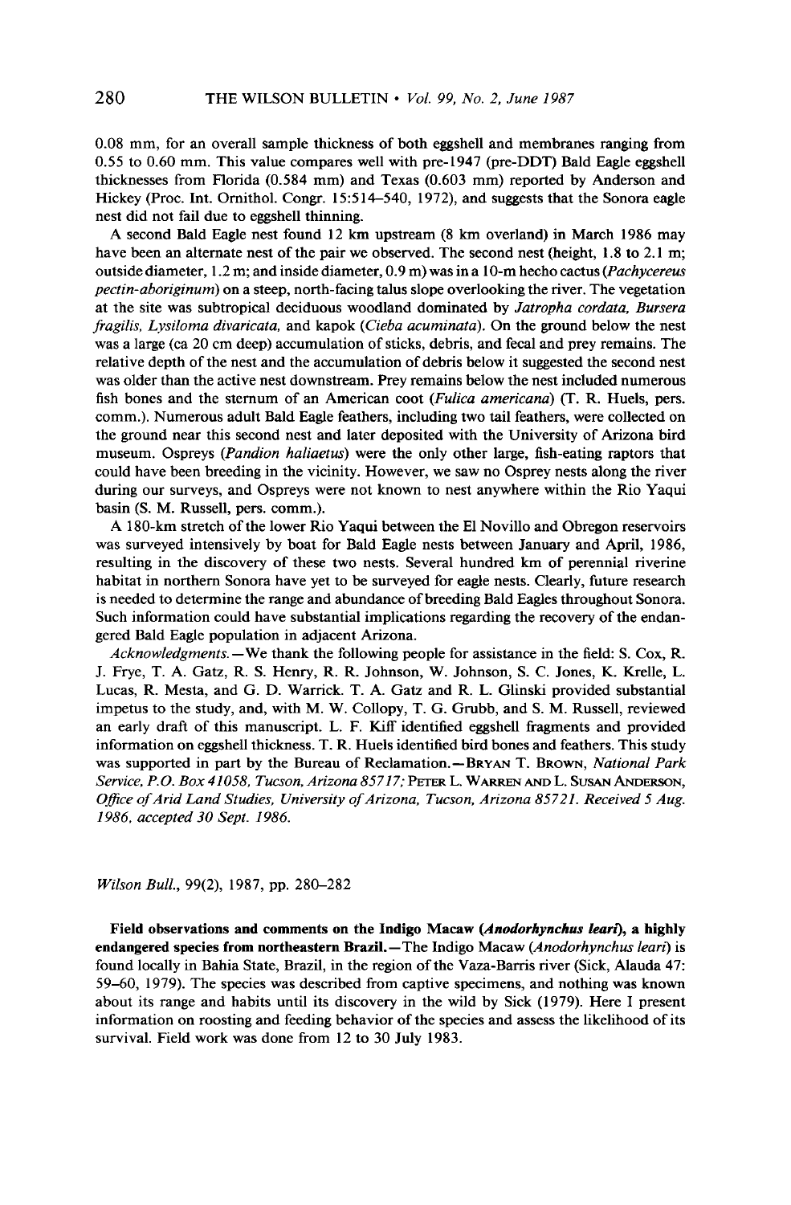0.08 mm, for an overall sample thickness of both eggshell and membranes ranging from 0.55 to 0.60 mm. This value compares well with pre-1947 (pre-DDT) Bald Eagle eggshell thicknesses from Florida (0.584 mm) and Texas (0.603 mm) reported by Anderson and Hickey (Proc. Int. Ornithol. Congr. 15:514–540, 1972), and suggests that the Sonora eagle nest did not fail due to eggshell thinning.

A second Bald Eagle nest found 12 km upstream (8 km overland) in March 1986 may have been an alternate nest of the pair we observed. The second nest (height, 1.8 to 2.1 m; outside diameter, 1.2 m; and inside diameter, 0.9 m) was in a 10-m hecho cactus (*Pachycereus pectin-aboriginum*) on a steep, north-facing talus slope overlooking the river. The vegetation at the site was subtropical deciduous woodland dominated by *Jatropha cordata, Bursera fragilis, Lysiloma divaricata,* and kapok (*Cieba acuminata*). On the ground below the nest was a large (ca 20 cm deep) accumulation of sticks, debris, and fecal and prey remains. The relative depth of the nest and the accumulation of debris below it suggested the second nest was older than the active nest downstream. Prey remains below the nest included numerous fish bones and the sternum of an American coot (*Fulica americana*) (T. R. Huels, pers. comm.). Numerous adult Bald Eagle feathers, including two tail feathers, were collected on the ground near this second nest and later deposited with the University of Arizona bird museum. Ospreys (*Pandion haliaetus*) were the only other large, fish-eating raptors that could have been breeding in the vicinity. However, we saw no Osprey nests along the river during our surveys, and Ospreys were not known to nest anywhere within the Rio Yaqui basin (S. M. Russell, pers. comm.).

A 180-km stretch of the lower Rio Yaqui between the El Novillo and Obregon reservoirs was surveyed intensively by boat for Bald Eagle nests between January and April, 1986, resulting in the discovery of these two nests. Several hundred km of perennial riverine habitat in northern Sonora have yet to be surveyed for eagle nests. Clearly, future research is needed to determine the range and abundance of breeding Bald Eagles throughout Sonora. Such information could have substantial implications regarding the recovery of the endangered Bald Eagle population in adjacent Arizona.

*Acknowledgments.*—We thank the following people for assistance in the field: S. Cox, R. J. Frye, T. A. Gatz, R. S. Henry, R. R. Johnson, W. Johnson, S. C. Jones, K. Krelle, L. Lucas, R. Mesta, and G. D. Warrick. T. A. Gatz and R. L. Glinski provided substantial impetus to the study, and, with M. W. Collopy, T. G. Grubb, and S. M. Russell, reviewed an early draft of this manuscript. L. F. Kiff identified eggshell fragments and provided information on eggshell thickness. T. R. Huels identified bird bones and feathers. This study was supported in part by the Bureau of Reclamation.—BRYAN T. BROWN, *National Park Service, P.O. Box 41058, Tucson, Arizona 85717;* PETER L. WARREN AND L. SUSAN ANDERSON, *Office of Arid Land Studies, University of Arizona, Tucson, Arizona 85721. Received 5 Aug. 1986, accepted 30 Sept. 1986.*

*Wilson Bull.*, 99(2), 1987, pp. 280–282

**Field observations and comments on the Indigo Macaw (*Anodorhynchus leari*), a highly endangered species from northeastern Brazil.**—The Indigo Macaw (*Anodorhynchus leari*) is found locally in Bahia State, Brazil, in the region of the Vaza-Barris river (Sick, Alauda 47: 59–60, 1979). The species was described from captive specimens, and nothing was known about its range and habits until its discovery in the wild by Sick (1979). Here I present information on roosting and feeding behavior of the species and assess the likelihood of its survival. Field work was done from 12 to 30 July 1983.